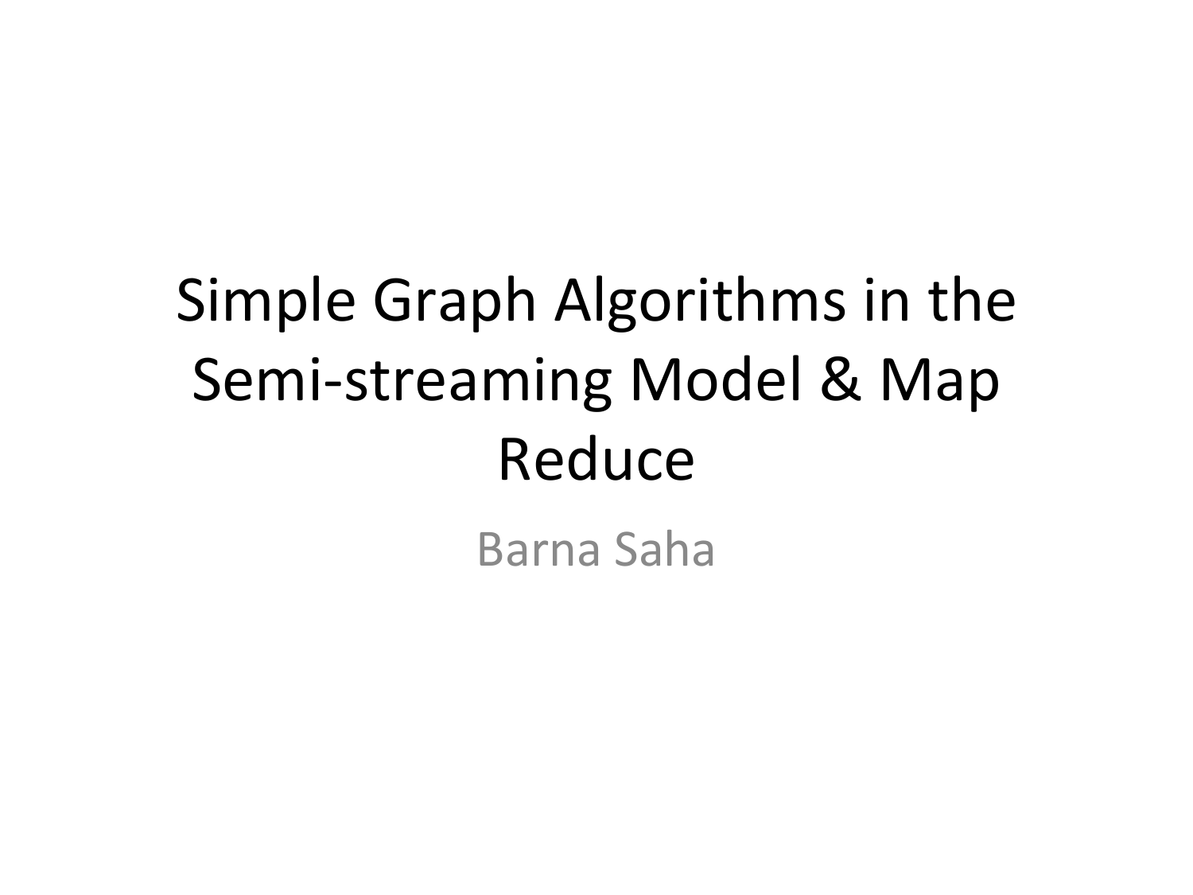# Simple Graph Algorithms in the Semi-streaming Model & Map Reduce

Barna Saha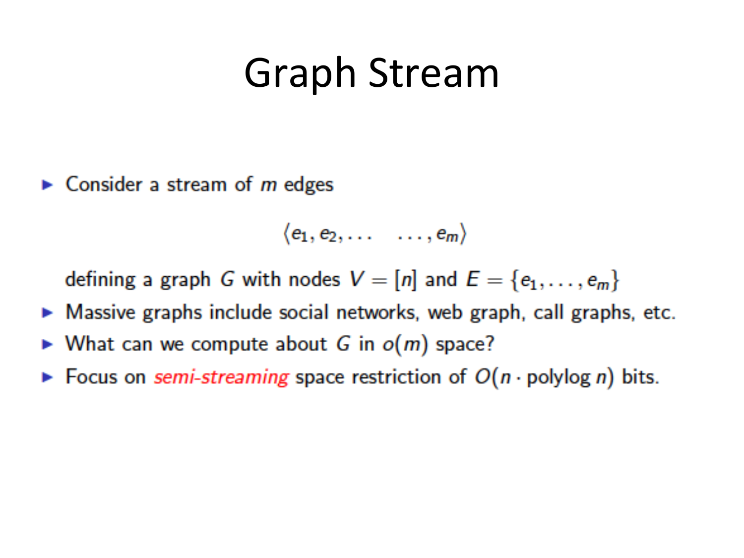# Graph Stream

- Consider a stream of $m$ edges

$$\langle e_1, e_2, \ldots \quad \ldots, e_m \rangle$$

  defining a graph $G$ with nodes $V = [n]$ and $E = \{e_1, \ldots, e_m\}$
- Massive graphs include social networks, web graph, call graphs, etc.
- What can we compute about $G$ in $o(m)$ space?
- Focus on *semi-streaming* space restriction of $O(n \cdot \text{polylog}\, n)$ bits.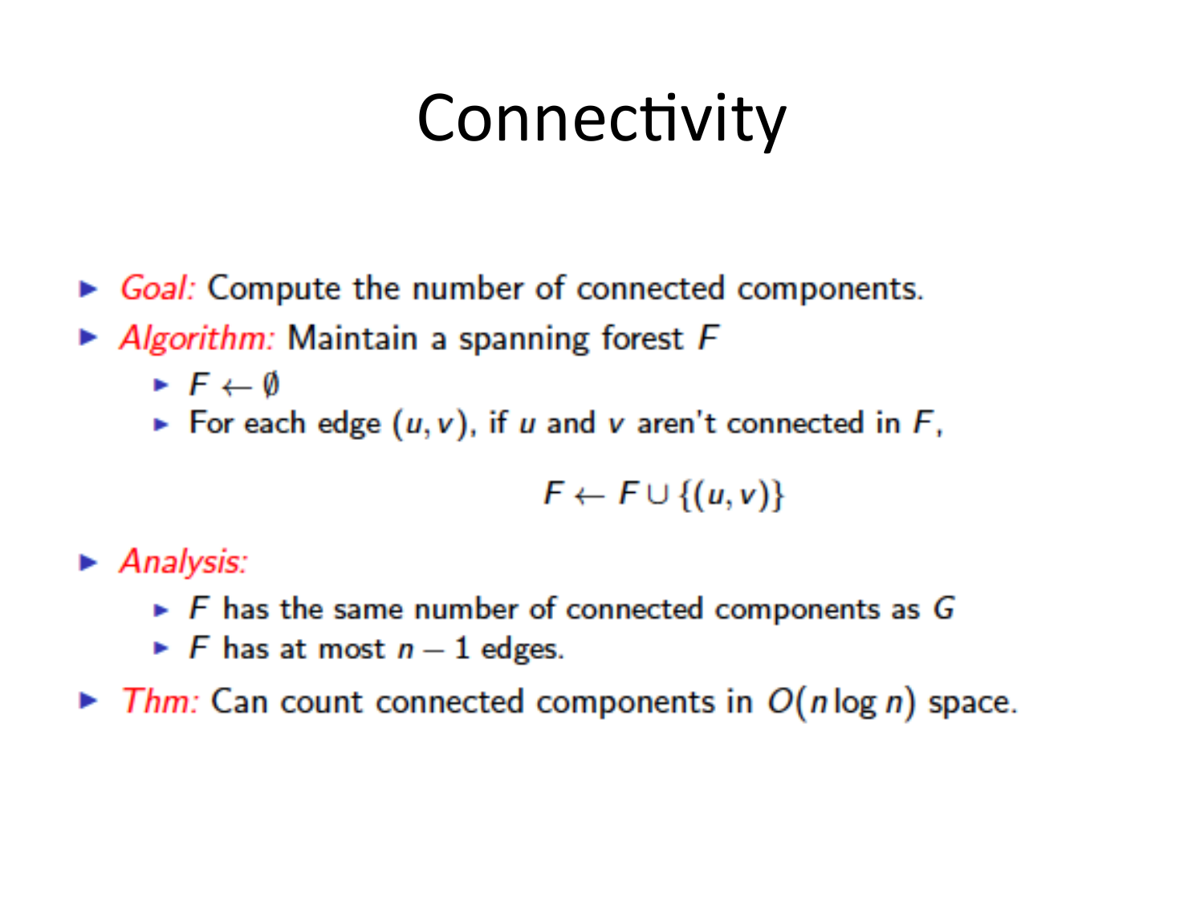# Connectivity

- *Goal:* Compute the number of connected components.
- *Algorithm:* Maintain a spanning forest $F$
  - $F \leftarrow \emptyset$
  - For each edge $(u, v)$, if $u$ and $v$ aren't connected in $F$,

$$F \leftarrow F \cup \{(u, v)\}$$

- *Analysis:*
  - $F$ has the same number of connected components as $G$
  - $F$ has at most $n - 1$ edges.
- *Thm:* Can count connected components in $O(n \log n)$ space.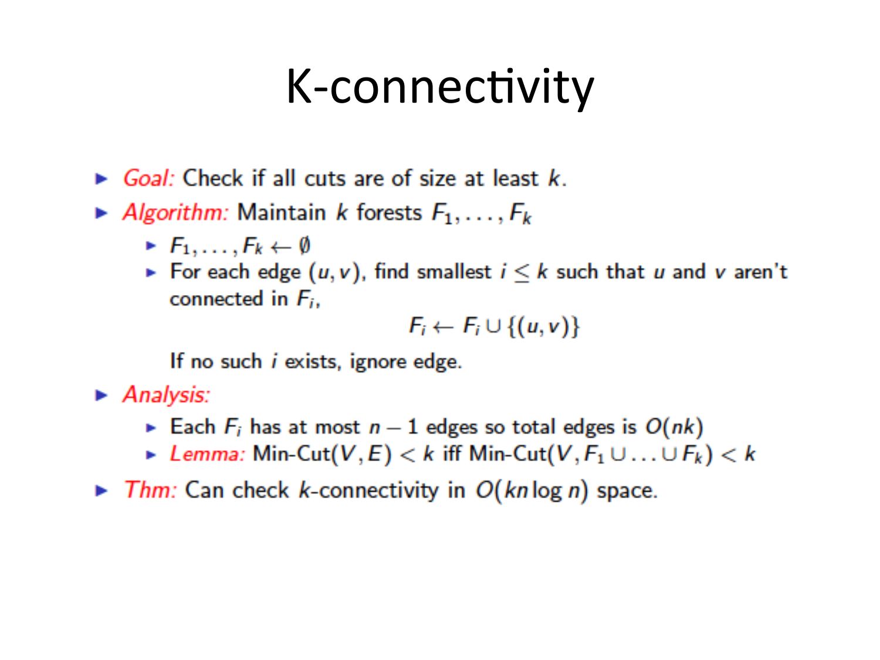# K-connectivity

- *Goal:* Check if all cuts are of size at least $k$.
- *Algorithm:* Maintain $k$ forests $F_1, \ldots, F_k$
  - $F_1, \ldots, F_k \leftarrow \emptyset$
  - For each edge $(u, v)$, find smallest $i \leq k$ such that $u$ and $v$ aren't connected in $F_i$,

    $$F_i \leftarrow F_i \cup \{(u, v)\}$$

    If no such $i$ exists, ignore edge.
- *Analysis:*
  - Each $F_i$ has at most $n - 1$ edges so total edges is $O(nk)$
  - *Lemma:* Min-Cut$(V, E) < k$ iff Min-Cut$(V, F_1 \cup \ldots \cup F_k) < k$
- *Thm:* Can check $k$-connectivity in $O(kn \log n)$ space.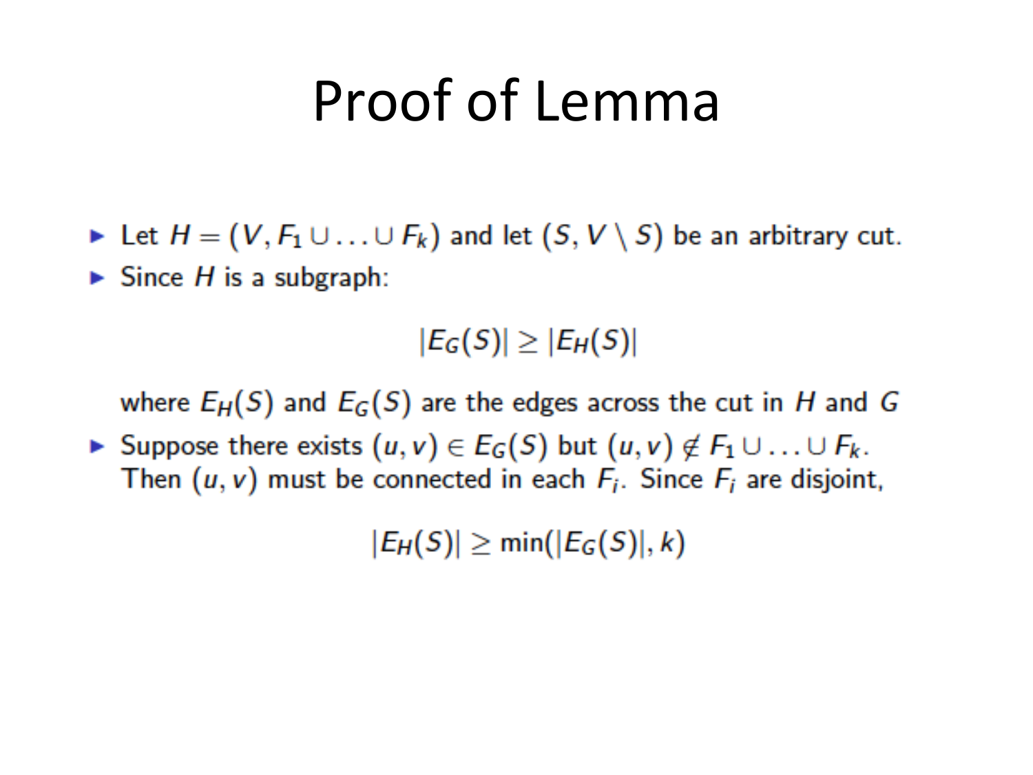# Proof of Lemma

- Let $H = (V, F_1 \cup \ldots \cup F_k)$ and let $(S, V \setminus S)$ be an arbitrary cut.
- Since $H$ is a subgraph:

$$|E_G(S)| \geq |E_H(S)|$$

where $E_H(S)$ and $E_G(S)$ are the edges across the cut in $H$ and $G$

- Suppose there exists $(u, v) \in E_G(S)$ but $(u, v) \notin F_1 \cup \ldots \cup F_k$. Then $(u, v)$ must be connected in each $F_i$. Since $F_i$ are disjoint,

$$|E_H(S)| \geq \min(|E_G(S)|, k)$$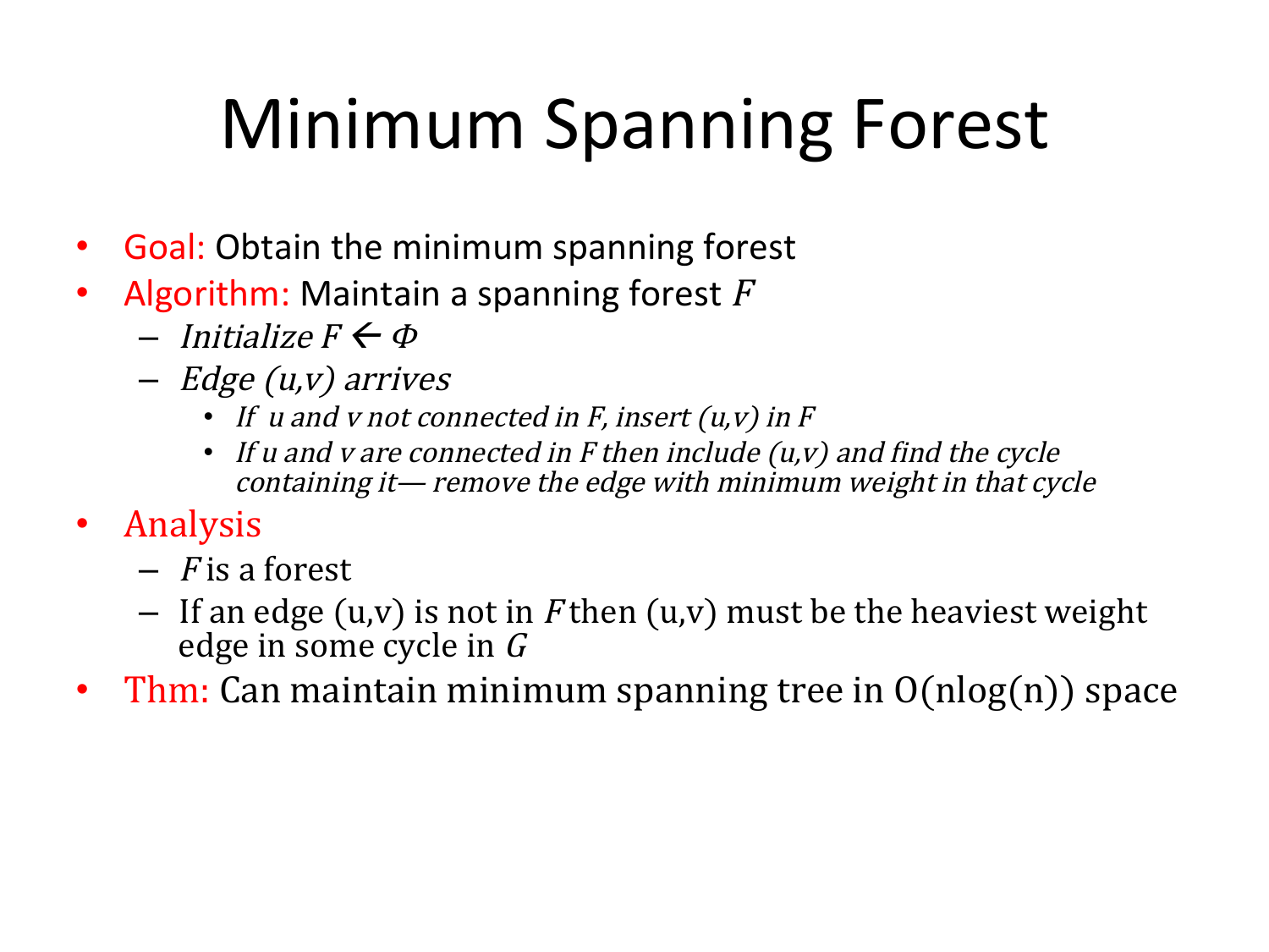# Minimum Spanning Forest

- Goal: Obtain the minimum spanning forest
- Algorithm: Maintain a spanning forest $F$
  - *Initialize* $F \leftarrow \Phi$
  - *Edge (u,v) arrives*
    - *If u and v not connected in F, insert (u,v) in F*
    - *If u and v are connected in F then include (u,v) and find the cycle containing it— remove the edge with minimum weight in that cycle*
- Analysis
  - $F$ is a forest
  - If an edge (u,v) is not in $F$ then (u,v) must be the heaviest weight edge in some cycle in $G$
- Thm: Can maintain minimum spanning tree in O(nlog(n)) space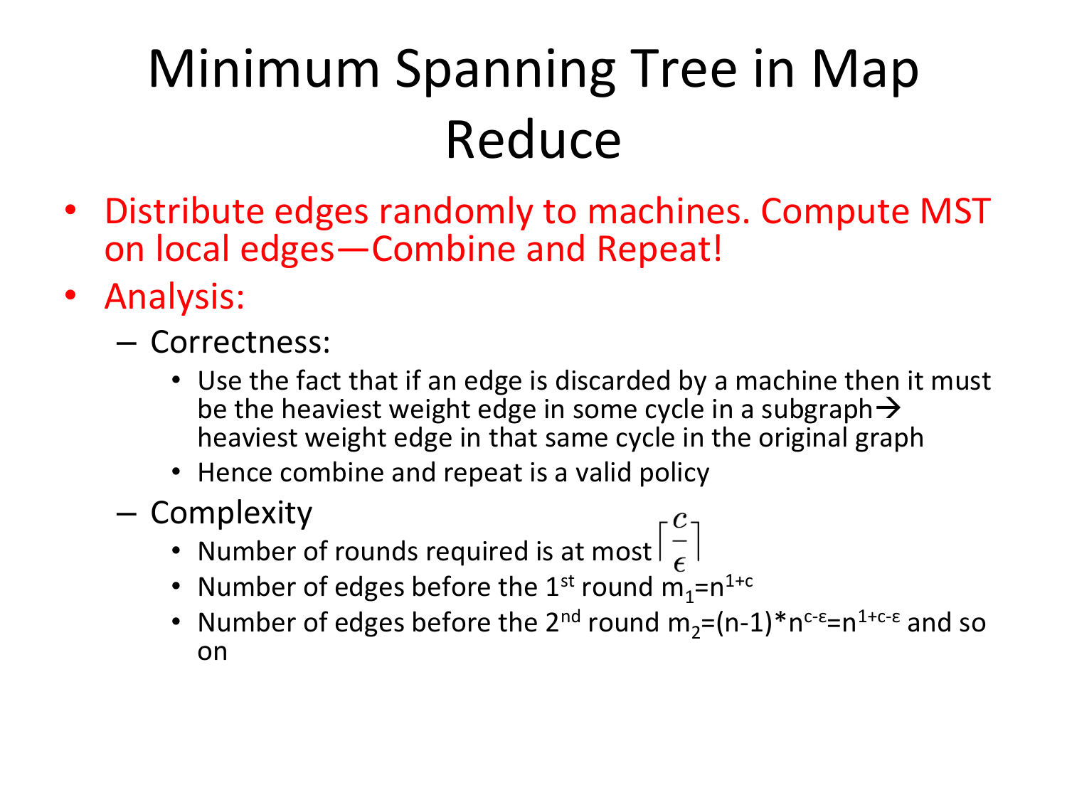# Minimum Spanning Tree in Map Reduce

- Distribute edges randomly to machines. Compute MST on local edges—Combine and Repeat!
- Analysis:
  - Correctness:
    - Use the fact that if an edge is discarded by a machine then it must be the heaviest weight edge in some cycle in a subgraph→ heaviest weight edge in that same cycle in the original graph
    - Hence combine and repeat is a valid policy
  - Complexity
    - Number of rounds required is at most $\lceil \frac{c}{\epsilon} \rceil$
    - Number of edges before the 1st round $m_1=n^{1+c}$
    - Number of edges before the 2nd round $m_2=(n-1)*n^{c-\varepsilon}=n^{1+c-\varepsilon}$ and so on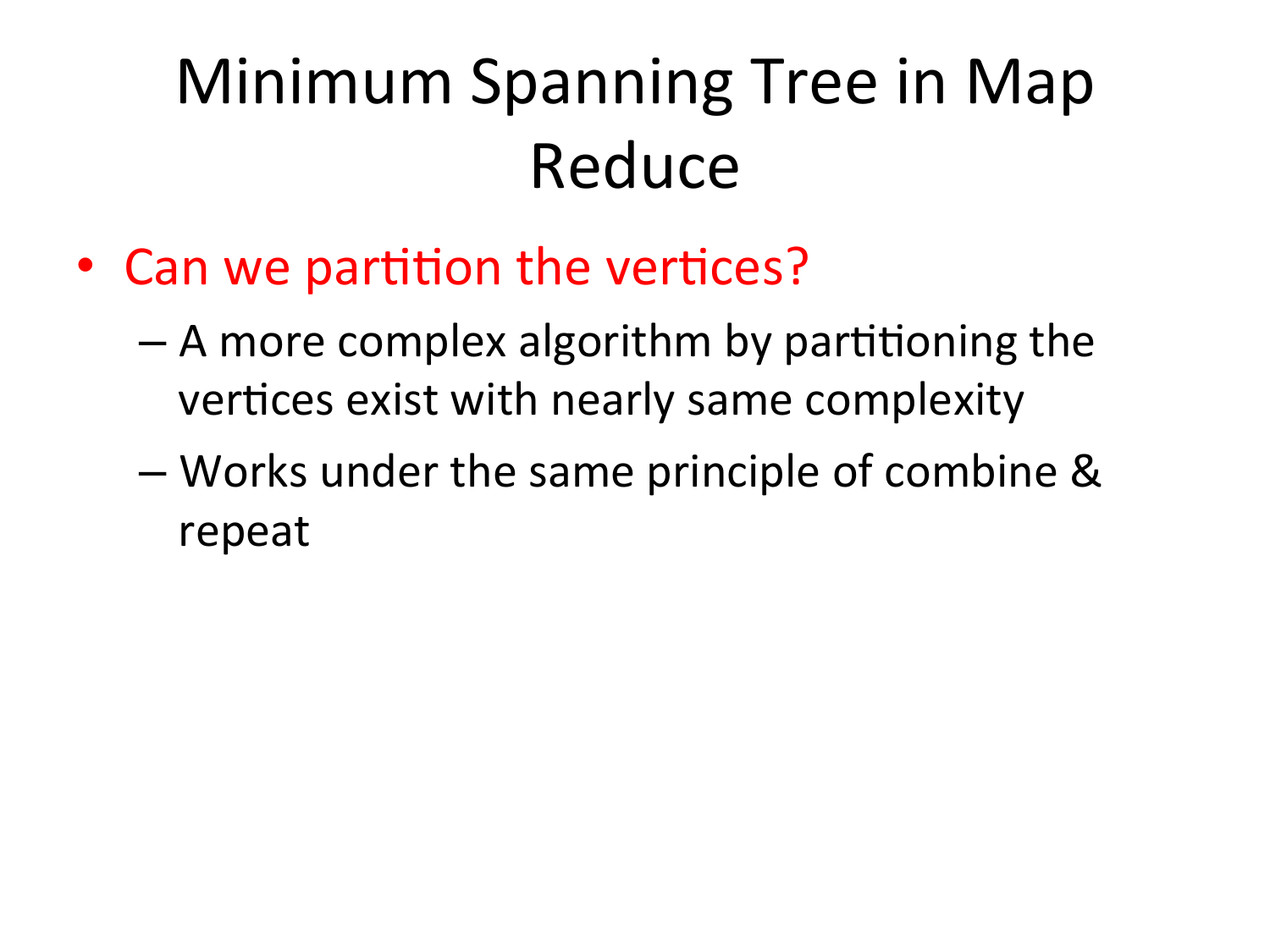# Minimum Spanning Tree in Map Reduce

- Can we partition the vertices?
  - A more complex algorithm by partitioning the vertices exist with nearly same complexity
  - Works under the same principle of combine & repeat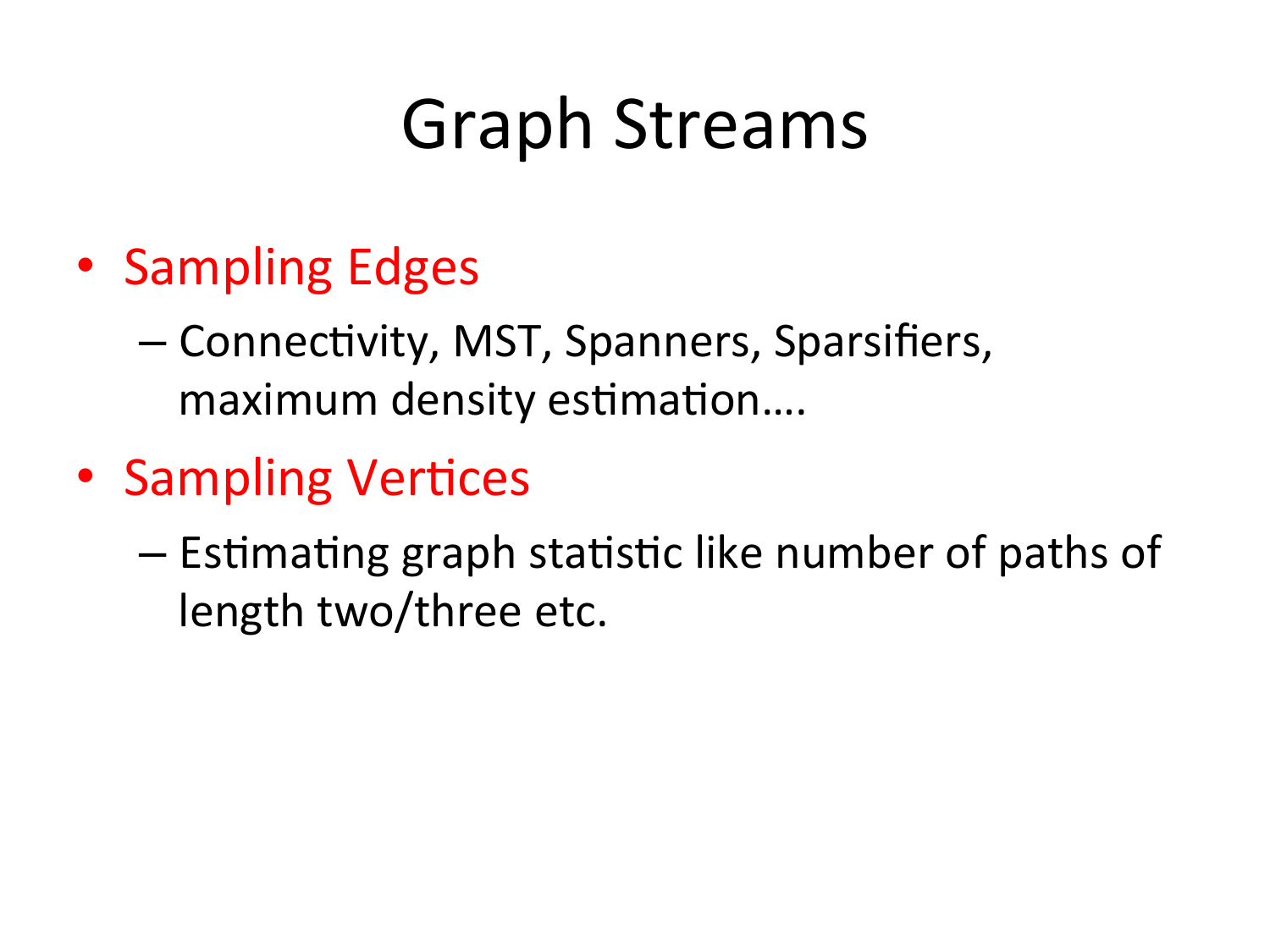# Graph Streams

- Sampling Edges
  - Connectivity, MST, Spanners, Sparsifiers, maximum density estimation….
- Sampling Vertices
  - Estimating graph statistic like number of paths of length two/three etc.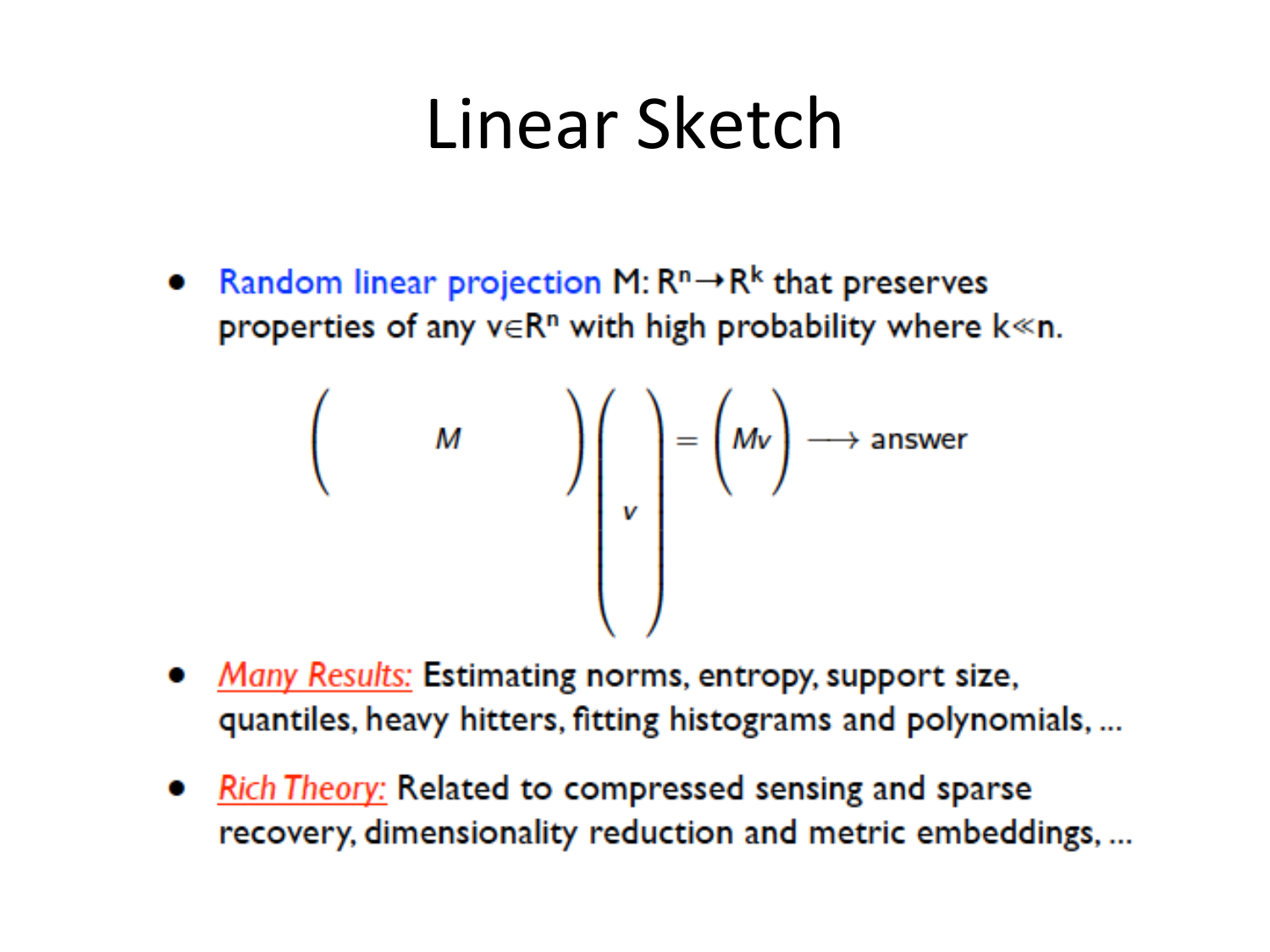# Linear Sketch

- Random linear projection $M: R^n \rightarrow R^k$ that preserves properties of any $v \in R^n$ with high probability where $k \ll n$.

$$\begin{pmatrix} & M & \end{pmatrix} \begin{pmatrix} \\ v \\ \\ \end{pmatrix} = \begin{pmatrix} Mv \end{pmatrix} \longrightarrow \text{answer}$$

- *Many Results:* Estimating norms, entropy, support size, quantiles, heavy hitters, fitting histograms and polynomials, ...
- *Rich Theory:* Related to compressed sensing and sparse recovery, dimensionality reduction and metric embeddings, ...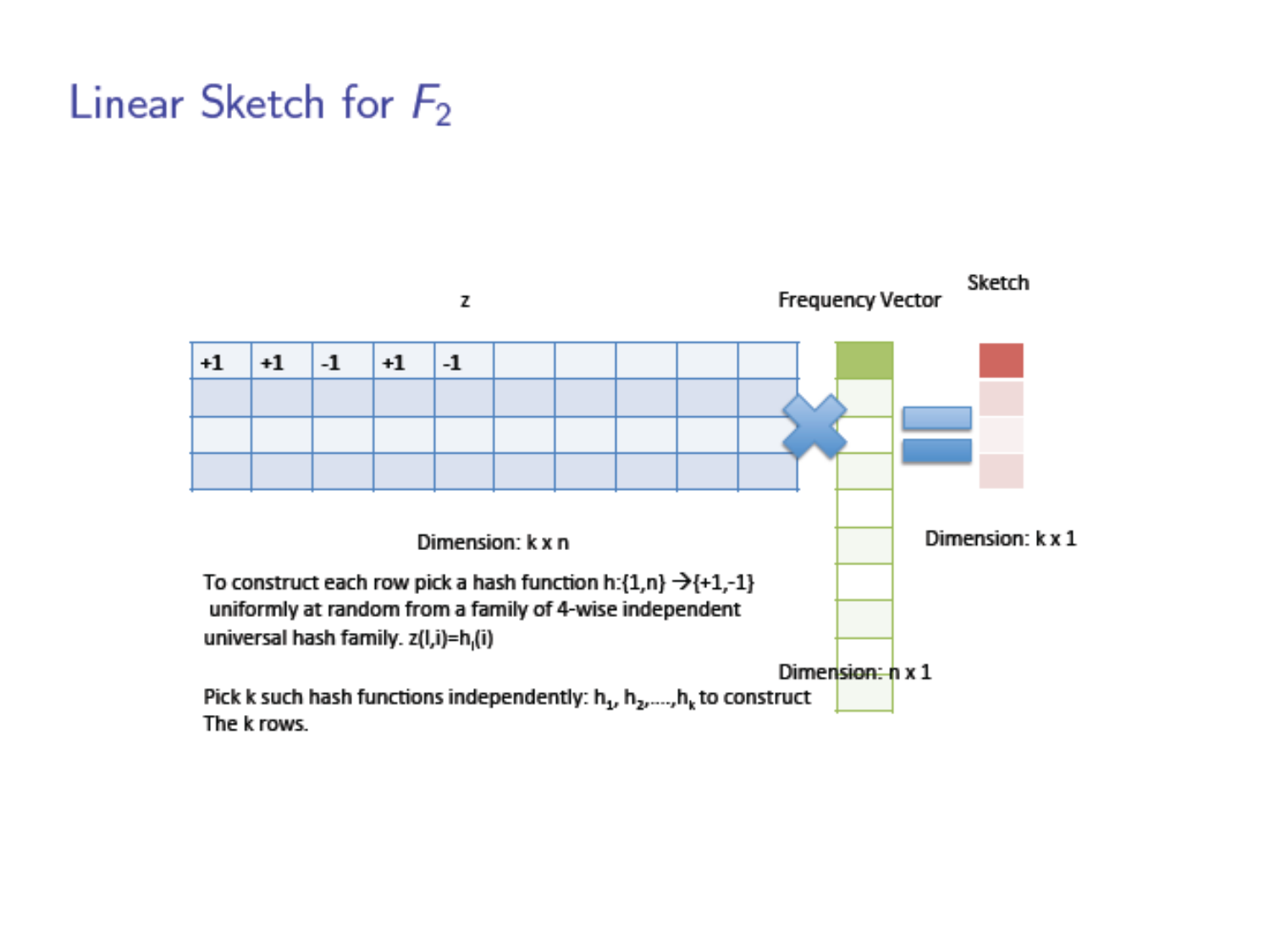# Linear Sketch for $F_2$

z

| +1 | +1 | -1 | +1 | -1 | | | | | |
|---|---|---|---|---|---|---|---|---|---|
| | | | | | | | | | |
| | | | | | | | | | |
| | | | | | | | | | |

Frequency Vector

Sketch

Dimension: k x n

Dimension: k x 1

Dimension: n x 1

To construct each row pick a hash function $h:\{1,n\} \rightarrow \{+1,-1\}$ uniformly at random from a family of 4-wise independent universal hash family. $z(l,i)=h_l(i)$

Pick k such hash functions independently: $h_1, h_2, \ldots, h_k$ to construct The k rows.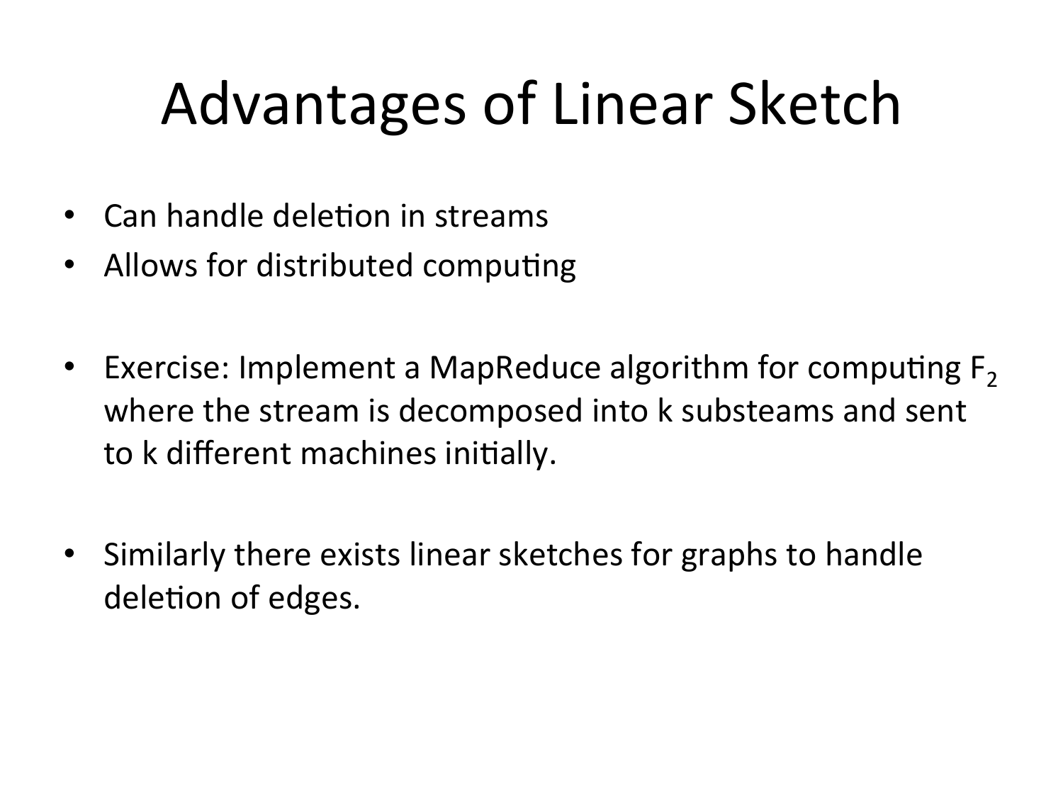# Advantages of Linear Sketch

- Can handle deletion in streams
- Allows for distributed computing

- Exercise: Implement a MapReduce algorithm for computing $F_2$ where the stream is decomposed into k substeams and sent to k different machines initially.

- Similarly there exists linear sketches for graphs to handle deletion of edges.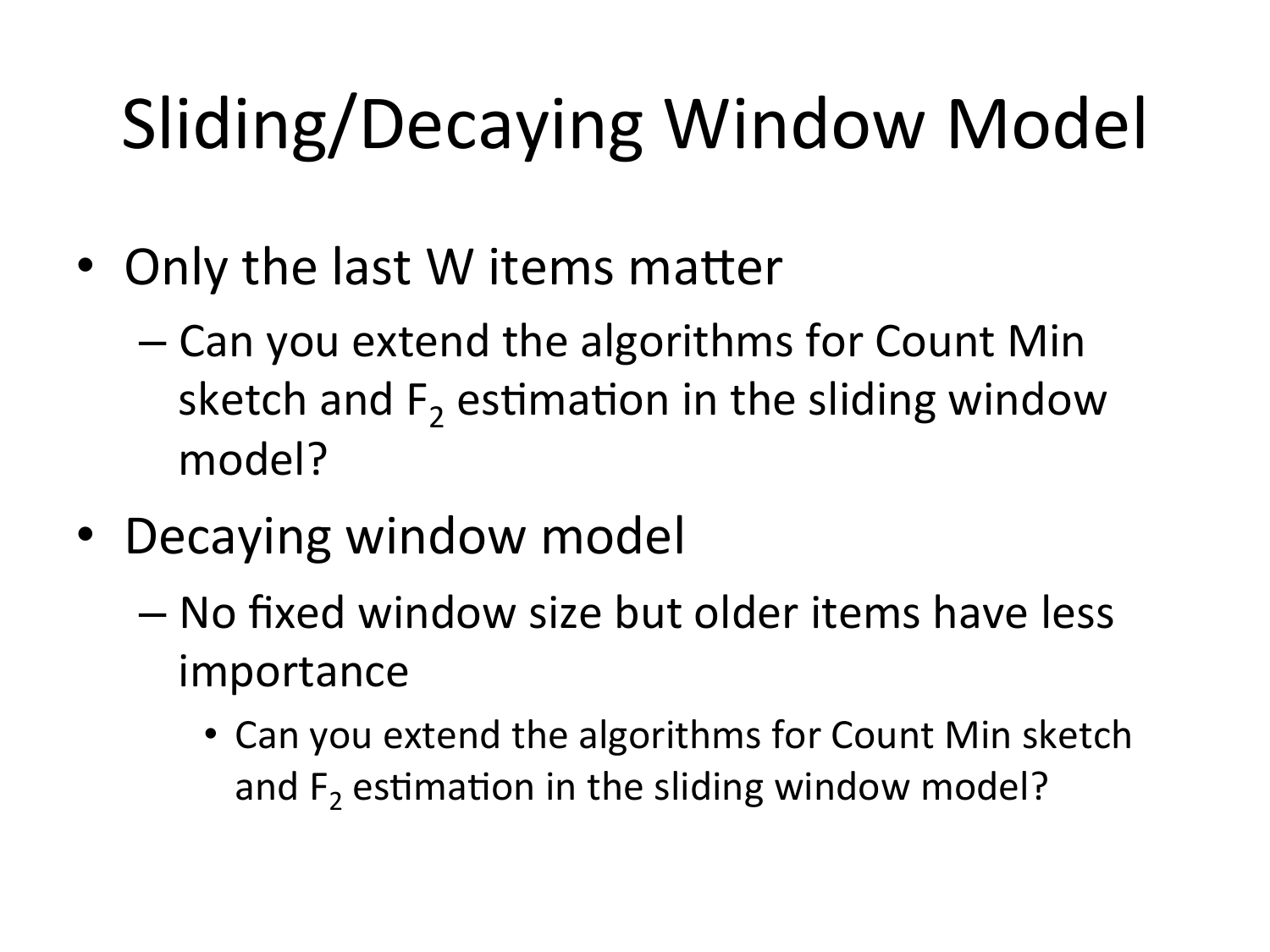# Sliding/Decaying Window Model

- Only the last W items matter
  - Can you extend the algorithms for Count Min sketch and $F_2$ estimation in the sliding window model?
- Decaying window model
  - No fixed window size but older items have less importance
    - Can you extend the algorithms for Count Min sketch and $F_2$ estimation in the sliding window model?